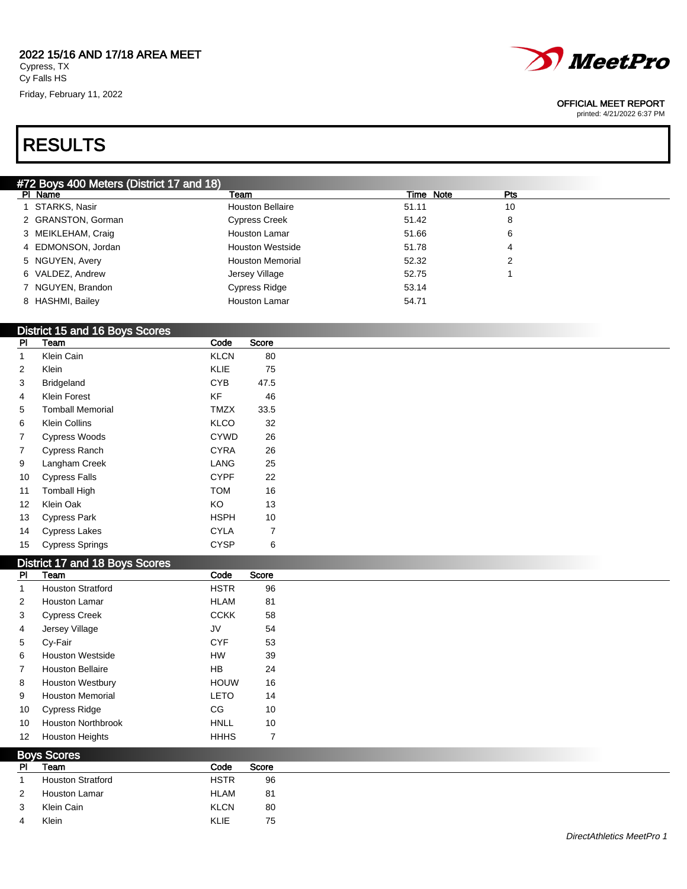2022 15/16 AND 17/18 AREA MEET
Cypress, TX
Cy Falls HS
Friday, February 11, 2022

OFFICIAL MEET REPORT
printed: 4/21/2022 6:37 PM

# RESULTS

## #72 Boys 400 Meters (District 17 and 18)

| Pl | Name | Team | Time | Note | Pts |
|---|---|---|---|---|---|
| 1 | STARKS, Nasir | Houston Bellaire | 51.11 | | 10 |
| 2 | GRANSTON, Gorman | Cypress Creek | 51.42 | | 8 |
| 3 | MEIKLEHAM, Craig | Houston Lamar | 51.66 | | 6 |
| 4 | EDMONSON, Jordan | Houston Westside | 51.78 | | 4 |
| 5 | NGUYEN, Avery | Houston Memorial | 52.32 | | 2 |
| 6 | VALDEZ, Andrew | Jersey Village | 52.75 | | 1 |
| 7 | NGUYEN, Brandon | Cypress Ridge | 53.14 | | |
| 8 | HASHMI, Bailey | Houston Lamar | 54.71 | | |

## District 15 and 16 Boys Scores

| Pl | Team | Code | Score |
|---|---|---|---|
| 1 | Klein Cain | KLCN | 80 |
| 2 | Klein | KLIE | 75 |
| 3 | Bridgeland | CYB | 47.5 |
| 4 | Klein Forest | KF | 46 |
| 5 | Tomball Memorial | TMZX | 33.5 |
| 6 | Klein Collins | KLCO | 32 |
| 7 | Cypress Woods | CYWD | 26 |
| 7 | Cypress Ranch | CYRA | 26 |
| 9 | Langham Creek | LANG | 25 |
| 10 | Cypress Falls | CYPF | 22 |
| 11 | Tomball High | TOM | 16 |
| 12 | Klein Oak | KO | 13 |
| 13 | Cypress Park | HSPH | 10 |
| 14 | Cypress Lakes | CYLA | 7 |
| 15 | Cypress Springs | CYSP | 6 |

## District 17 and 18 Boys Scores

| Pl | Team | Code | Score |
|---|---|---|---|
| 1 | Houston Stratford | HSTR | 96 |
| 2 | Houston Lamar | HLAM | 81 |
| 3 | Cypress Creek | CCKK | 58 |
| 4 | Jersey Village | JV | 54 |
| 5 | Cy-Fair | CYF | 53 |
| 6 | Houston Westside | HW | 39 |
| 7 | Houston Bellaire | HB | 24 |
| 8 | Houston Westbury | HOUW | 16 |
| 9 | Houston Memorial | LETO | 14 |
| 10 | Cypress Ridge | CG | 10 |
| 10 | Houston Northbrook | HNLL | 10 |
| 12 | Houston Heights | HHHS | 7 |

## Boys Scores

| Pl | Team | Code | Score |
|---|---|---|---|
| 1 | Houston Stratford | HSTR | 96 |
| 2 | Houston Lamar | HLAM | 81 |
| 3 | Klein Cain | KLCN | 80 |
| 4 | Klein | KLIE | 75 |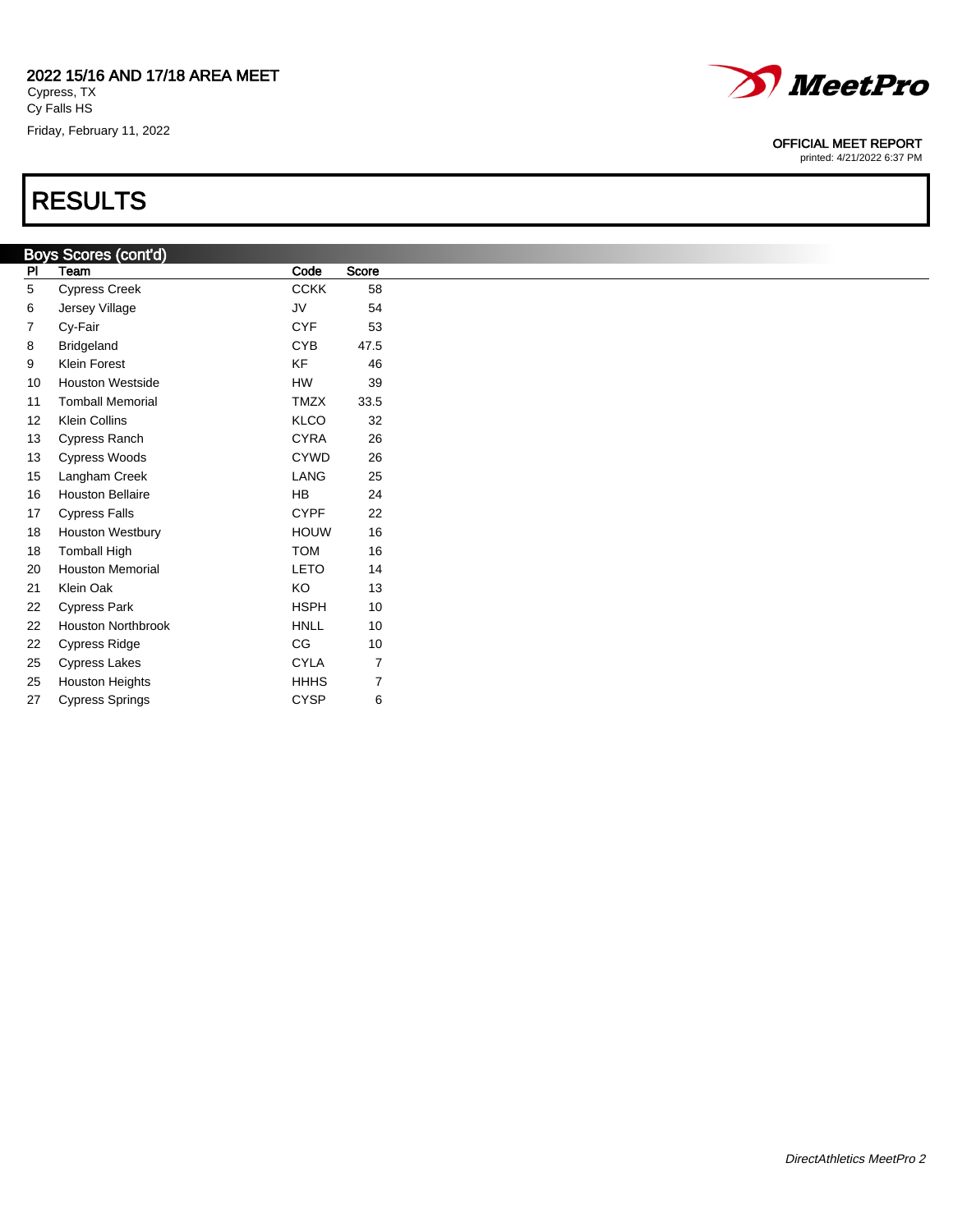# RESULTS

## Boys Scores (cont'd)

| Pl | Team | Code | Score |
|---|---|---|---|
| 5 | Cypress Creek | CCKK | 58 |
| 6 | Jersey Village | JV | 54 |
| 7 | Cy-Fair | CYF | 53 |
| 8 | Bridgeland | CYB | 47.5 |
| 9 | Klein Forest | KF | 46 |
| 10 | Houston Westside | HW | 39 |
| 11 | Tomball Memorial | TMZX | 33.5 |
| 12 | Klein Collins | KLCO | 32 |
| 13 | Cypress Ranch | CYRA | 26 |
| 13 | Cypress Woods | CYWD | 26 |
| 15 | Langham Creek | LANG | 25 |
| 16 | Houston Bellaire | HB | 24 |
| 17 | Cypress Falls | CYPF | 22 |
| 18 | Houston Westbury | HOUW | 16 |
| 18 | Tomball High | TOM | 16 |
| 20 | Houston Memorial | LETO | 14 |
| 21 | Klein Oak | KO | 13 |
| 22 | Cypress Park | HSPH | 10 |
| 22 | Houston Northbrook | HNLL | 10 |
| 22 | Cypress Ridge | CG | 10 |
| 25 | Cypress Lakes | CYLA | 7 |
| 25 | Houston Heights | HHHS | 7 |
| 27 | Cypress Springs | CYSP | 6 |